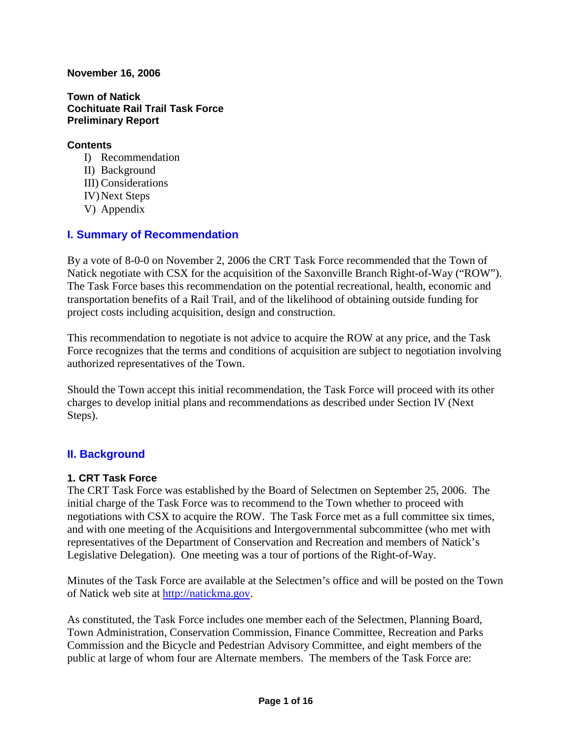**November 16, 2006**

**Town of Natick**
**Cochituate Rail Trail Task Force**
**Preliminary Report**

**Contents**

I) Recommendation
II) Background
III) Considerations
IV) Next Steps
V) Appendix

## I. Summary of Recommendation

By a vote of 8-0-0 on November 2, 2006 the CRT Task Force recommended that the Town of Natick negotiate with CSX for the acquisition of the Saxonville Branch Right-of-Way ("ROW"). The Task Force bases this recommendation on the potential recreational, health, economic and transportation benefits of a Rail Trail, and of the likelihood of obtaining outside funding for project costs including acquisition, design and construction.

This recommendation to negotiate is not advice to acquire the ROW at any price, and the Task Force recognizes that the terms and conditions of acquisition are subject to negotiation involving authorized representatives of the Town.

Should the Town accept this initial recommendation, the Task Force will proceed with its other charges to develop initial plans and recommendations as described under Section IV (Next Steps).

## II. Background

### 1. CRT Task Force

The CRT Task Force was established by the Board of Selectmen on September 25, 2006. The initial charge of the Task Force was to recommend to the Town whether to proceed with negotiations with CSX to acquire the ROW. The Task Force met as a full committee six times, and with one meeting of the Acquisitions and Intergovernmental subcommittee (who met with representatives of the Department of Conservation and Recreation and members of Natick's Legislative Delegation). One meeting was a tour of portions of the Right-of-Way.

Minutes of the Task Force are available at the Selectmen's office and will be posted on the Town of Natick web site at http://natickma.gov.

As constituted, the Task Force includes one member each of the Selectmen, Planning Board, Town Administration, Conservation Commission, Finance Committee, Recreation and Parks Commission and the Bicycle and Pedestrian Advisory Committee, and eight members of the public at large of whom four are Alternate members. The members of the Task Force are: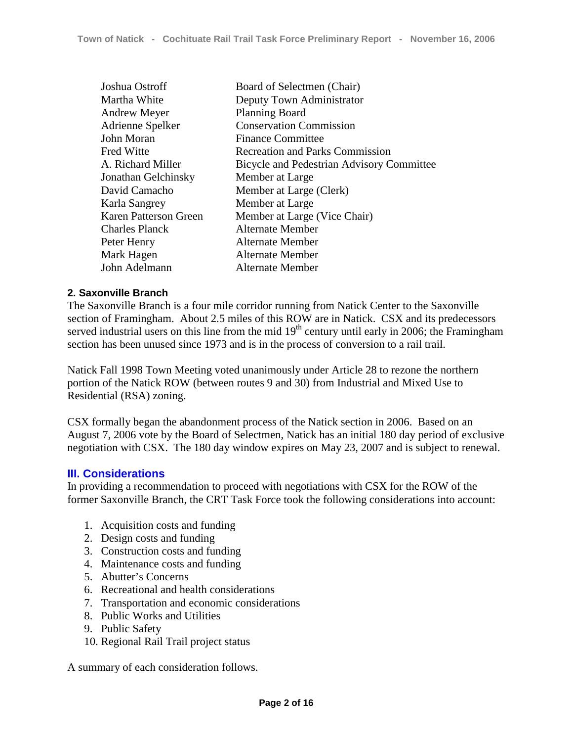| | |
|---|---|
| Joshua Ostroff | Board of Selectmen (Chair) |
| Martha White | Deputy Town Administrator |
| Andrew Meyer | Planning Board |
| Adrienne Spelker | Conservation Commission |
| John Moran | Finance Committee |
| Fred Witte | Recreation and Parks Commission |
| A. Richard Miller | Bicycle and Pedestrian Advisory Committee |
| Jonathan Gelchinsky | Member at Large |
| David Camacho | Member at Large (Clerk) |
| Karla Sangrey | Member at Large |
| Karen Patterson Green | Member at Large (Vice Chair) |
| Charles Planck | Alternate Member |
| Peter Henry | Alternate Member |
| Mark Hagen | Alternate Member |
| John Adelmann | Alternate Member |

### 2. Saxonville Branch

The Saxonville Branch is a four mile corridor running from Natick Center to the Saxonville section of Framingham. About 2.5 miles of this ROW are in Natick. CSX and its predecessors served industrial users on this line from the mid 19th century until early in 2006; the Framingham section has been unused since 1973 and is in the process of conversion to a rail trail.

Natick Fall 1998 Town Meeting voted unanimously under Article 28 to rezone the northern portion of the Natick ROW (between routes 9 and 30) from Industrial and Mixed Use to Residential (RSA) zoning.

CSX formally began the abandonment process of the Natick section in 2006. Based on an August 7, 2006 vote by the Board of Selectmen, Natick has an initial 180 day period of exclusive negotiation with CSX. The 180 day window expires on May 23, 2007 and is subject to renewal.

## III. Considerations

In providing a recommendation to proceed with negotiations with CSX for the ROW of the former Saxonville Branch, the CRT Task Force took the following considerations into account:

1. Acquisition costs and funding
2. Design costs and funding
3. Construction costs and funding
4. Maintenance costs and funding
5. Abutter's Concerns
6. Recreational and health considerations
7. Transportation and economic considerations
8. Public Works and Utilities
9. Public Safety
10. Regional Rail Trail project status

A summary of each consideration follows.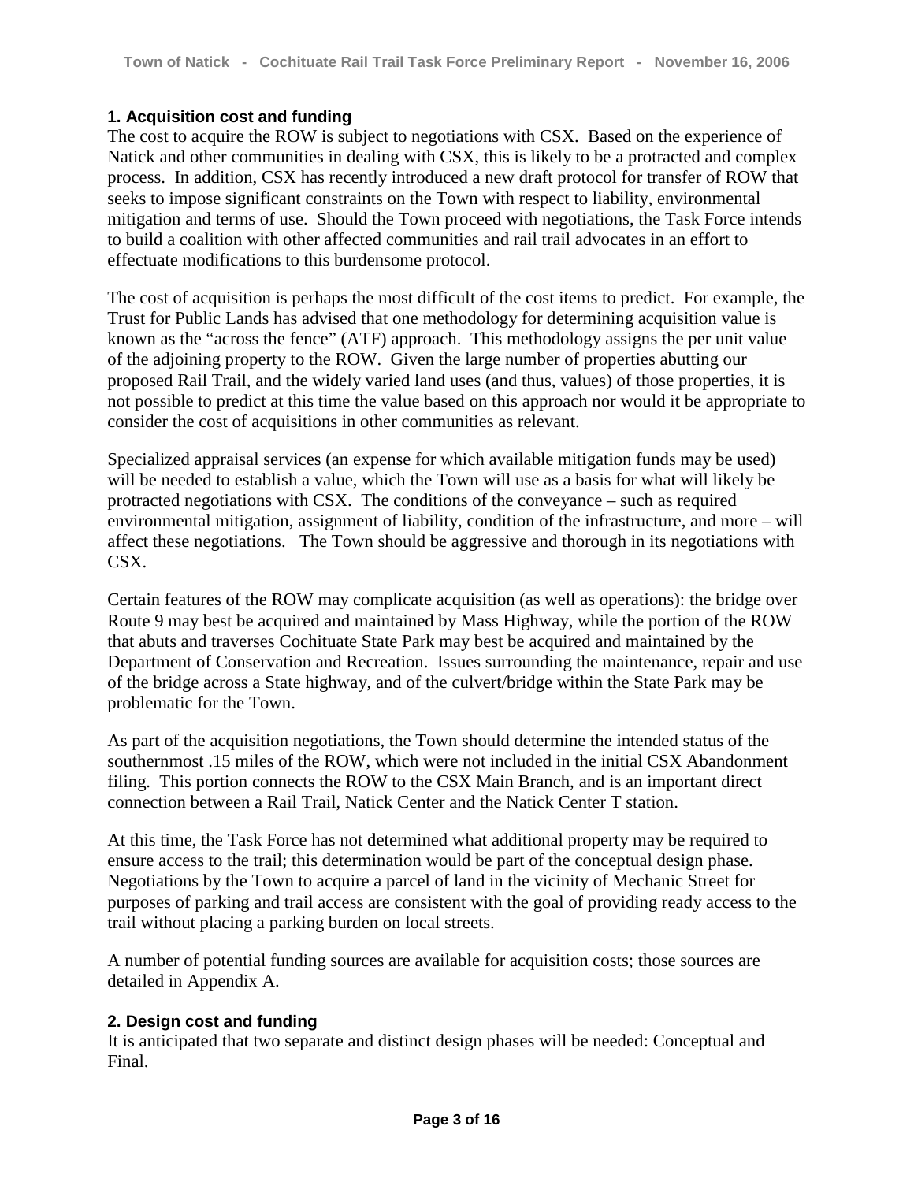### 1. Acquisition cost and funding

The cost to acquire the ROW is subject to negotiations with CSX. Based on the experience of Natick and other communities in dealing with CSX, this is likely to be a protracted and complex process. In addition, CSX has recently introduced a new draft protocol for transfer of ROW that seeks to impose significant constraints on the Town with respect to liability, environmental mitigation and terms of use. Should the Town proceed with negotiations, the Task Force intends to build a coalition with other affected communities and rail trail advocates in an effort to effectuate modifications to this burdensome protocol.

The cost of acquisition is perhaps the most difficult of the cost items to predict. For example, the Trust for Public Lands has advised that one methodology for determining acquisition value is known as the "across the fence" (ATF) approach. This methodology assigns the per unit value of the adjoining property to the ROW. Given the large number of properties abutting our proposed Rail Trail, and the widely varied land uses (and thus, values) of those properties, it is not possible to predict at this time the value based on this approach nor would it be appropriate to consider the cost of acquisitions in other communities as relevant.

Specialized appraisal services (an expense for which available mitigation funds may be used) will be needed to establish a value, which the Town will use as a basis for what will likely be protracted negotiations with CSX. The conditions of the conveyance – such as required environmental mitigation, assignment of liability, condition of the infrastructure, and more – will affect these negotiations. The Town should be aggressive and thorough in its negotiations with CSX.

Certain features of the ROW may complicate acquisition (as well as operations): the bridge over Route 9 may best be acquired and maintained by Mass Highway, while the portion of the ROW that abuts and traverses Cochituate State Park may best be acquired and maintained by the Department of Conservation and Recreation. Issues surrounding the maintenance, repair and use of the bridge across a State highway, and of the culvert/bridge within the State Park may be problematic for the Town.

As part of the acquisition negotiations, the Town should determine the intended status of the southernmost .15 miles of the ROW, which were not included in the initial CSX Abandonment filing. This portion connects the ROW to the CSX Main Branch, and is an important direct connection between a Rail Trail, Natick Center and the Natick Center T station.

At this time, the Task Force has not determined what additional property may be required to ensure access to the trail; this determination would be part of the conceptual design phase. Negotiations by the Town to acquire a parcel of land in the vicinity of Mechanic Street for purposes of parking and trail access are consistent with the goal of providing ready access to the trail without placing a parking burden on local streets.

A number of potential funding sources are available for acquisition costs; those sources are detailed in Appendix A.

### 2. Design cost and funding

It is anticipated that two separate and distinct design phases will be needed: Conceptual and Final.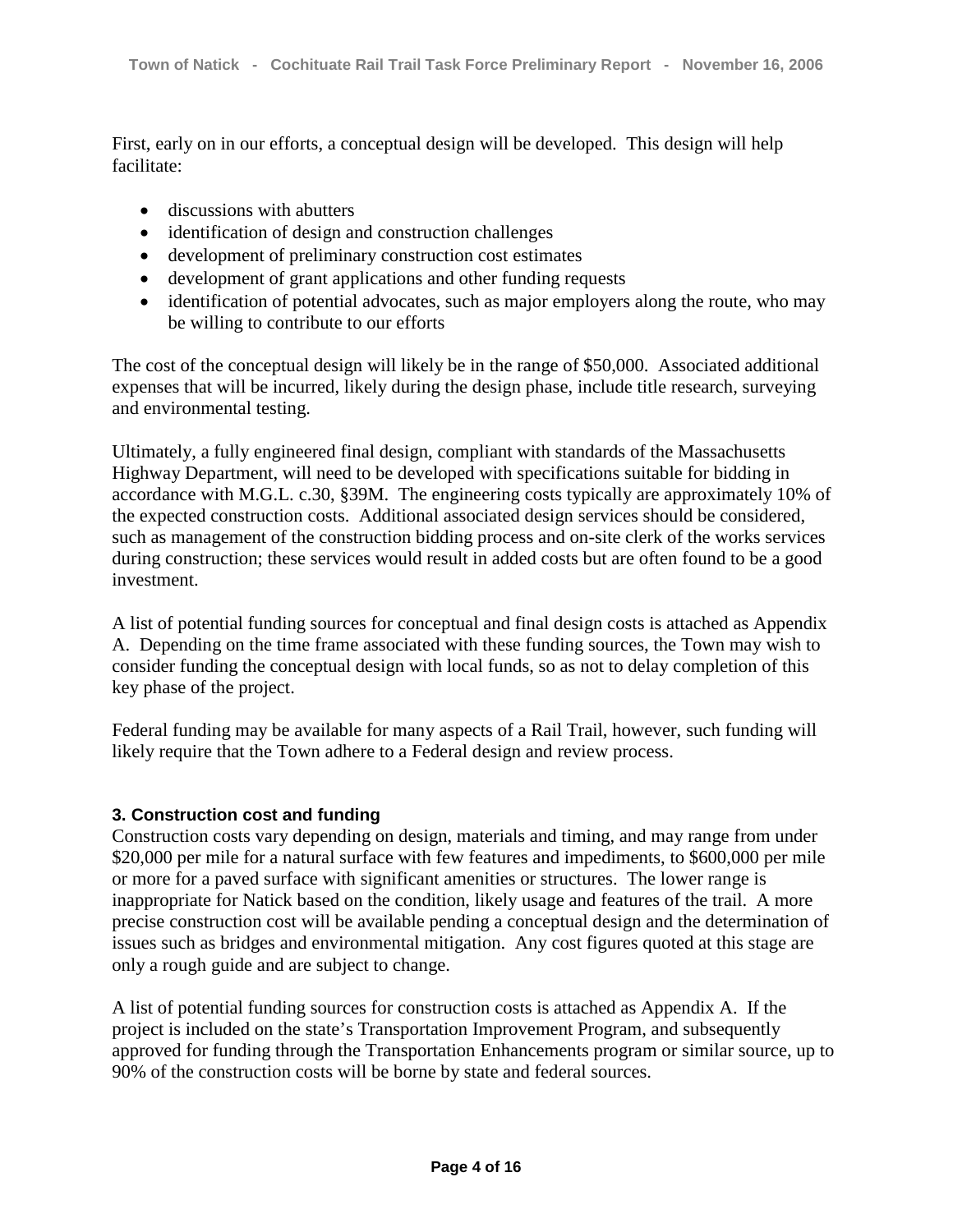First, early on in our efforts, a conceptual design will be developed. This design will help facilitate:

- discussions with abutters
- identification of design and construction challenges
- development of preliminary construction cost estimates
- development of grant applications and other funding requests
- identification of potential advocates, such as major employers along the route, who may be willing to contribute to our efforts

The cost of the conceptual design will likely be in the range of $50,000. Associated additional expenses that will be incurred, likely during the design phase, include title research, surveying and environmental testing.

Ultimately, a fully engineered final design, compliant with standards of the Massachusetts Highway Department, will need to be developed with specifications suitable for bidding in accordance with M.G.L. c.30, §39M. The engineering costs typically are approximately 10% of the expected construction costs. Additional associated design services should be considered, such as management of the construction bidding process and on-site clerk of the works services during construction; these services would result in added costs but are often found to be a good investment.

A list of potential funding sources for conceptual and final design costs is attached as Appendix A. Depending on the time frame associated with these funding sources, the Town may wish to consider funding the conceptual design with local funds, so as not to delay completion of this key phase of the project.

Federal funding may be available for many aspects of a Rail Trail, however, such funding will likely require that the Town adhere to a Federal design and review process.

### 3. Construction cost and funding

Construction costs vary depending on design, materials and timing, and may range from under $20,000 per mile for a natural surface with few features and impediments, to $600,000 per mile or more for a paved surface with significant amenities or structures. The lower range is inappropriate for Natick based on the condition, likely usage and features of the trail. A more precise construction cost will be available pending a conceptual design and the determination of issues such as bridges and environmental mitigation. Any cost figures quoted at this stage are only a rough guide and are subject to change.

A list of potential funding sources for construction costs is attached as Appendix A. If the project is included on the state's Transportation Improvement Program, and subsequently approved for funding through the Transportation Enhancements program or similar source, up to 90% of the construction costs will be borne by state and federal sources.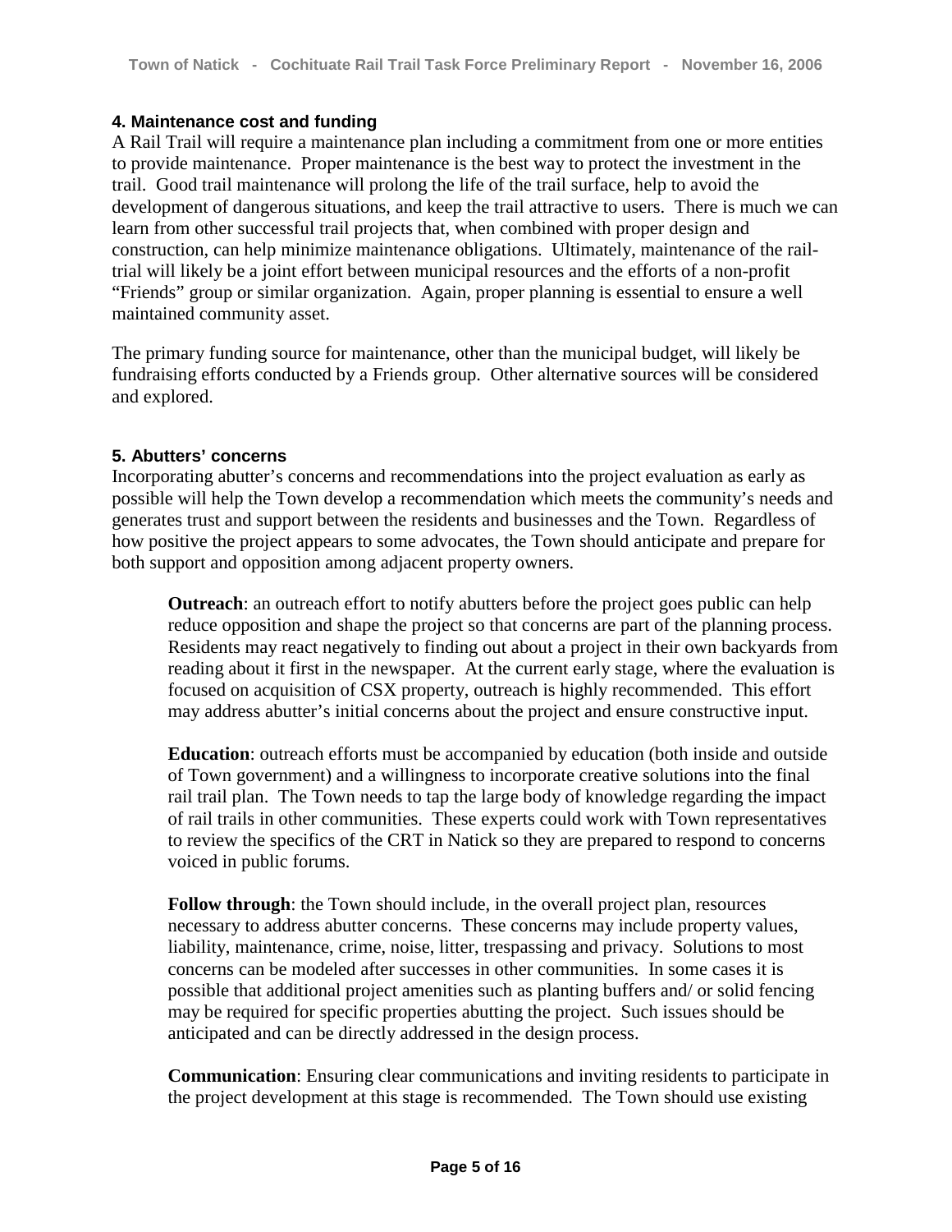### 4. Maintenance cost and funding

A Rail Trail will require a maintenance plan including a commitment from one or more entities to provide maintenance. Proper maintenance is the best way to protect the investment in the trail. Good trail maintenance will prolong the life of the trail surface, help to avoid the development of dangerous situations, and keep the trail attractive to users. There is much we can learn from other successful trail projects that, when combined with proper design and construction, can help minimize maintenance obligations. Ultimately, maintenance of the rail-trial will likely be a joint effort between municipal resources and the efforts of a non-profit "Friends" group or similar organization. Again, proper planning is essential to ensure a well maintained community asset.

The primary funding source for maintenance, other than the municipal budget, will likely be fundraising efforts conducted by a Friends group. Other alternative sources will be considered and explored.

### 5. Abutters' concerns

Incorporating abutter's concerns and recommendations into the project evaluation as early as possible will help the Town develop a recommendation which meets the community's needs and generates trust and support between the residents and businesses and the Town. Regardless of how positive the project appears to some advocates, the Town should anticipate and prepare for both support and opposition among adjacent property owners.

**Outreach**: an outreach effort to notify abutters before the project goes public can help reduce opposition and shape the project so that concerns are part of the planning process. Residents may react negatively to finding out about a project in their own backyards from reading about it first in the newspaper. At the current early stage, where the evaluation is focused on acquisition of CSX property, outreach is highly recommended. This effort may address abutter's initial concerns about the project and ensure constructive input.

**Education**: outreach efforts must be accompanied by education (both inside and outside of Town government) and a willingness to incorporate creative solutions into the final rail trail plan. The Town needs to tap the large body of knowledge regarding the impact of rail trails in other communities. These experts could work with Town representatives to review the specifics of the CRT in Natick so they are prepared to respond to concerns voiced in public forums.

**Follow through**: the Town should include, in the overall project plan, resources necessary to address abutter concerns. These concerns may include property values, liability, maintenance, crime, noise, litter, trespassing and privacy. Solutions to most concerns can be modeled after successes in other communities. In some cases it is possible that additional project amenities such as planting buffers and/ or solid fencing may be required for specific properties abutting the project. Such issues should be anticipated and can be directly addressed in the design process.

**Communication**: Ensuring clear communications and inviting residents to participate in the project development at this stage is recommended. The Town should use existing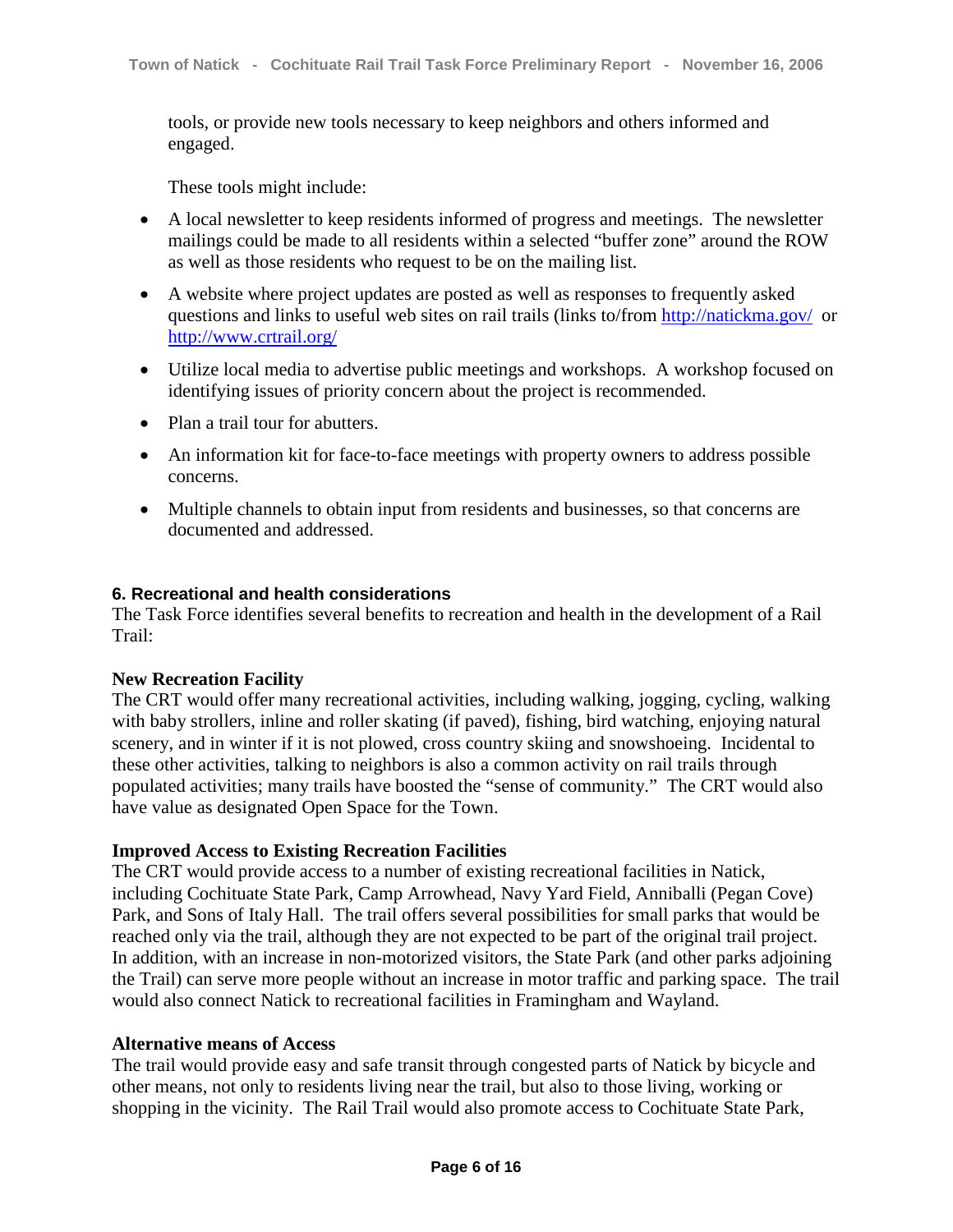tools, or provide new tools necessary to keep neighbors and others informed and engaged.

These tools might include:

- A local newsletter to keep residents informed of progress and meetings. The newsletter mailings could be made to all residents within a selected "buffer zone" around the ROW as well as those residents who request to be on the mailing list.
- A website where project updates are posted as well as responses to frequently asked questions and links to useful web sites on rail trails (links to/from http://natickma.gov/ or http://www.crtrail.org/
- Utilize local media to advertise public meetings and workshops. A workshop focused on identifying issues of priority concern about the project is recommended.
- Plan a trail tour for abutters.
- An information kit for face-to-face meetings with property owners to address possible concerns.
- Multiple channels to obtain input from residents and businesses, so that concerns are documented and addressed.

### 6. Recreational and health considerations

The Task Force identifies several benefits to recreation and health in the development of a Rail Trail:

**New Recreation Facility**

The CRT would offer many recreational activities, including walking, jogging, cycling, walking with baby strollers, inline and roller skating (if paved), fishing, bird watching, enjoying natural scenery, and in winter if it is not plowed, cross country skiing and snowshoeing. Incidental to these other activities, talking to neighbors is also a common activity on rail trails through populated activities; many trails have boosted the "sense of community." The CRT would also have value as designated Open Space for the Town.

**Improved Access to Existing Recreation Facilities**

The CRT would provide access to a number of existing recreational facilities in Natick, including Cochituate State Park, Camp Arrowhead, Navy Yard Field, Anniballi (Pegan Cove) Park, and Sons of Italy Hall. The trail offers several possibilities for small parks that would be reached only via the trail, although they are not expected to be part of the original trail project. In addition, with an increase in non-motorized visitors, the State Park (and other parks adjoining the Trail) can serve more people without an increase in motor traffic and parking space. The trail would also connect Natick to recreational facilities in Framingham and Wayland.

**Alternative means of Access**

The trail would provide easy and safe transit through congested parts of Natick by bicycle and other means, not only to residents living near the trail, but also to those living, working or shopping in the vicinity. The Rail Trail would also promote access to Cochituate State Park,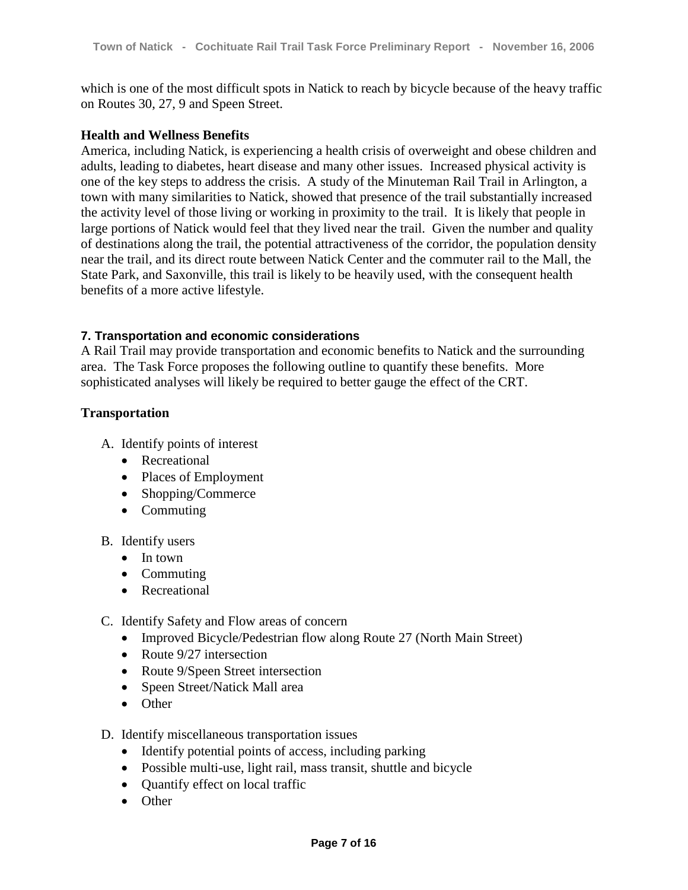which is one of the most difficult spots in Natick to reach by bicycle because of the heavy traffic on Routes 30, 27, 9 and Speen Street.

**Health and Wellness Benefits**

America, including Natick, is experiencing a health crisis of overweight and obese children and adults, leading to diabetes, heart disease and many other issues. Increased physical activity is one of the key steps to address the crisis. A study of the Minuteman Rail Trail in Arlington, a town with many similarities to Natick, showed that presence of the trail substantially increased the activity level of those living or working in proximity to the trail. It is likely that people in large portions of Natick would feel that they lived near the trail. Given the number and quality of destinations along the trail, the potential attractiveness of the corridor, the population density near the trail, and its direct route between Natick Center and the commuter rail to the Mall, the State Park, and Saxonville, this trail is likely to be heavily used, with the consequent health benefits of a more active lifestyle.

### 7. Transportation and economic considerations

A Rail Trail may provide transportation and economic benefits to Natick and the surrounding area. The Task Force proposes the following outline to quantify these benefits. More sophisticated analyses will likely be required to better gauge the effect of the CRT.

**Transportation**

A. Identify points of interest
   - Recreational
   - Places of Employment
   - Shopping/Commerce
   - Commuting

B. Identify users
   - In town
   - Commuting
   - Recreational

C. Identify Safety and Flow areas of concern
   - Improved Bicycle/Pedestrian flow along Route 27 (North Main Street)
   - Route 9/27 intersection
   - Route 9/Speen Street intersection
   - Speen Street/Natick Mall area
   - Other

D. Identify miscellaneous transportation issues
   - Identify potential points of access, including parking
   - Possible multi-use, light rail, mass transit, shuttle and bicycle
   - Quantify effect on local traffic
   - Other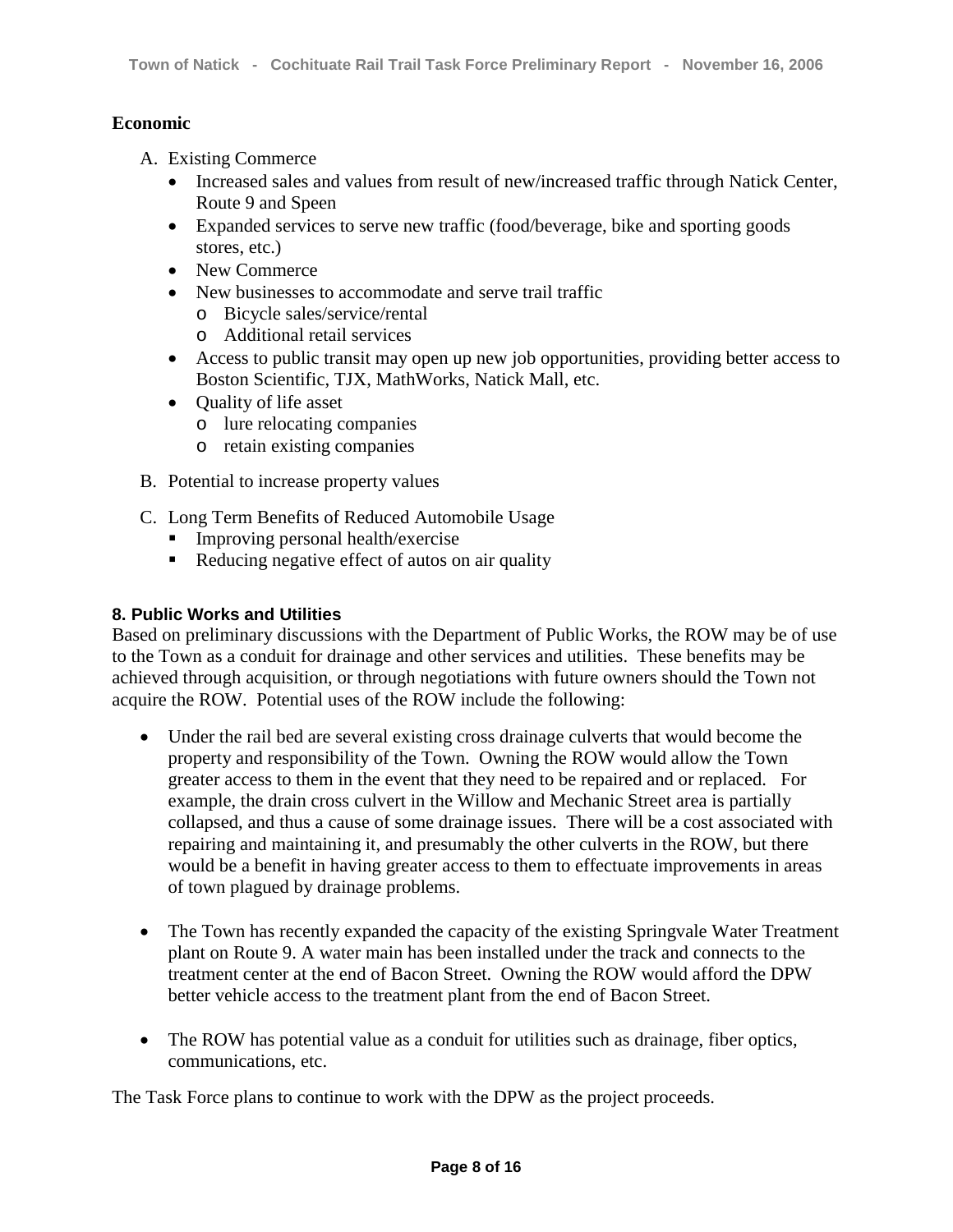**Economic**

A. Existing Commerce
   - Increased sales and values from result of new/increased traffic through Natick Center, Route 9 and Speen
   - Expanded services to serve new traffic (food/beverage, bike and sporting goods stores, etc.)
   - New Commerce
   - New businesses to accommodate and serve trail traffic
     - Bicycle sales/service/rental
     - Additional retail services
   - Access to public transit may open up new job opportunities, providing better access to Boston Scientific, TJX, MathWorks, Natick Mall, etc.
   - Quality of life asset
     - lure relocating companies
     - retain existing companies

B. Potential to increase property values

C. Long Term Benefits of Reduced Automobile Usage
   - Improving personal health/exercise
   - Reducing negative effect of autos on air quality

### 8. Public Works and Utilities

Based on preliminary discussions with the Department of Public Works, the ROW may be of use to the Town as a conduit for drainage and other services and utilities. These benefits may be achieved through acquisition, or through negotiations with future owners should the Town not acquire the ROW. Potential uses of the ROW include the following:

- Under the rail bed are several existing cross drainage culverts that would become the property and responsibility of the Town. Owning the ROW would allow the Town greater access to them in the event that they need to be repaired and or replaced. For example, the drain cross culvert in the Willow and Mechanic Street area is partially collapsed, and thus a cause of some drainage issues. There will be a cost associated with repairing and maintaining it, and presumably the other culverts in the ROW, but there would be a benefit in having greater access to them to effectuate improvements in areas of town plagued by drainage problems.

- The Town has recently expanded the capacity of the existing Springvale Water Treatment plant on Route 9. A water main has been installed under the track and connects to the treatment center at the end of Bacon Street. Owning the ROW would afford the DPW better vehicle access to the treatment plant from the end of Bacon Street.

- The ROW has potential value as a conduit for utilities such as drainage, fiber optics, communications, etc.

The Task Force plans to continue to work with the DPW as the project proceeds.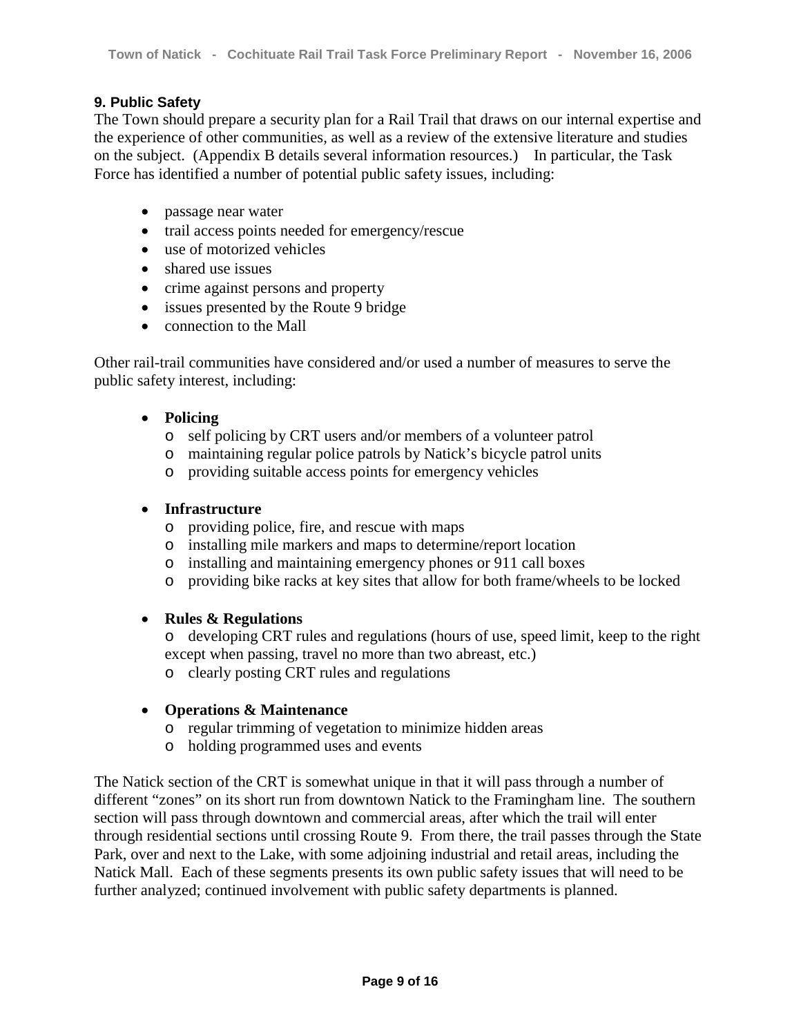### 9. Public Safety

The Town should prepare a security plan for a Rail Trail that draws on our internal expertise and the experience of other communities, as well as a review of the extensive literature and studies on the subject. (Appendix B details several information resources.) In particular, the Task Force has identified a number of potential public safety issues, including:

- passage near water
- trail access points needed for emergency/rescue
- use of motorized vehicles
- shared use issues
- crime against persons and property
- issues presented by the Route 9 bridge
- connection to the Mall

Other rail-trail communities have considered and/or used a number of measures to serve the public safety interest, including:

- **Policing**
  - self policing by CRT users and/or members of a volunteer patrol
  - maintaining regular police patrols by Natick's bicycle patrol units
  - providing suitable access points for emergency vehicles

- **Infrastructure**
  - providing police, fire, and rescue with maps
  - installing mile markers and maps to determine/report location
  - installing and maintaining emergency phones or 911 call boxes
  - providing bike racks at key sites that allow for both frame/wheels to be locked

- **Rules & Regulations**
  - developing CRT rules and regulations (hours of use, speed limit, keep to the right except when passing, travel no more than two abreast, etc.)
  - clearly posting CRT rules and regulations

- **Operations & Maintenance**
  - regular trimming of vegetation to minimize hidden areas
  - holding programmed uses and events

The Natick section of the CRT is somewhat unique in that it will pass through a number of different "zones" on its short run from downtown Natick to the Framingham line. The southern section will pass through downtown and commercial areas, after which the trail will enter through residential sections until crossing Route 9. From there, the trail passes through the State Park, over and next to the Lake, with some adjoining industrial and retail areas, including the Natick Mall. Each of these segments presents its own public safety issues that will need to be further analyzed; continued involvement with public safety departments is planned.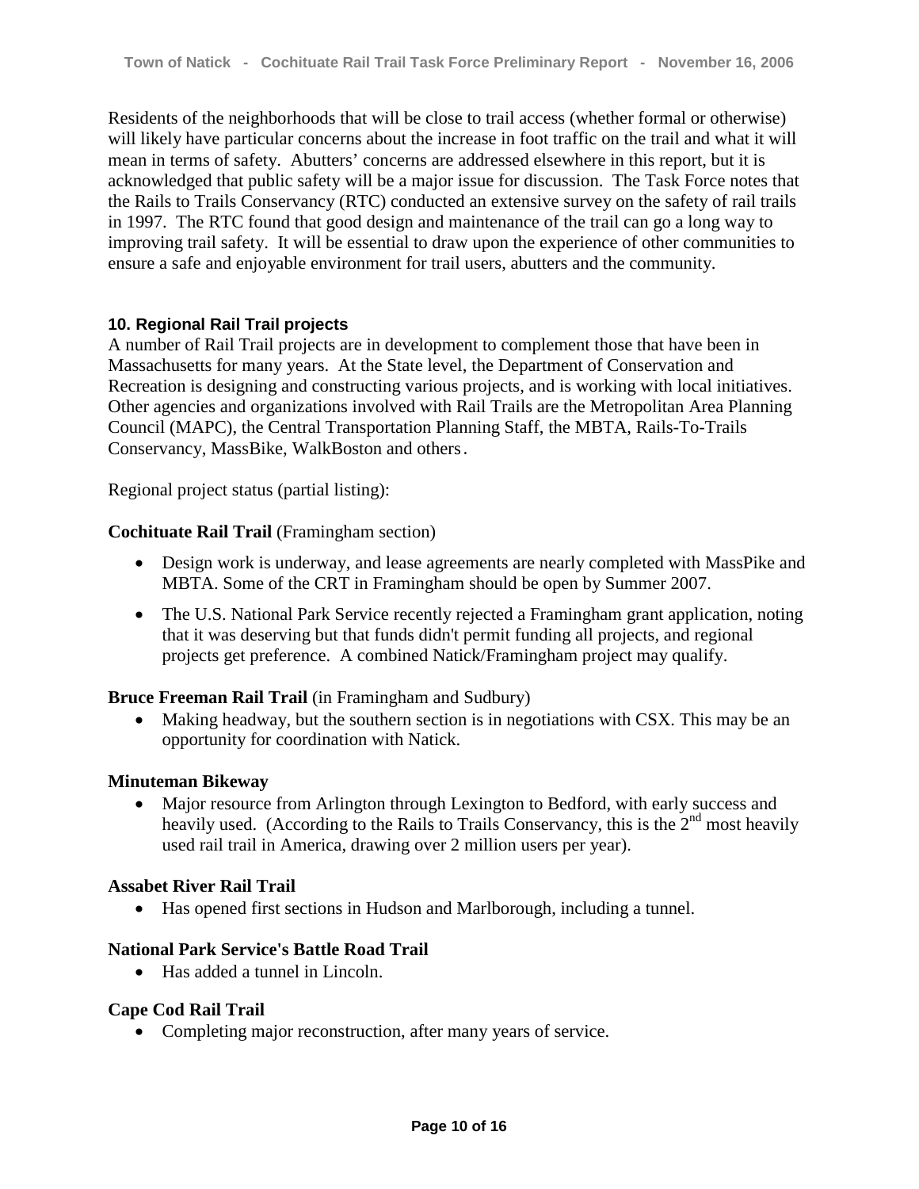Residents of the neighborhoods that will be close to trail access (whether formal or otherwise) will likely have particular concerns about the increase in foot traffic on the trail and what it will mean in terms of safety. Abutters' concerns are addressed elsewhere in this report, but it is acknowledged that public safety will be a major issue for discussion. The Task Force notes that the Rails to Trails Conservancy (RTC) conducted an extensive survey on the safety of rail trails in 1997. The RTC found that good design and maintenance of the trail can go a long way to improving trail safety. It will be essential to draw upon the experience of other communities to ensure a safe and enjoyable environment for trail users, abutters and the community.

### 10. Regional Rail Trail projects

A number of Rail Trail projects are in development to complement those that have been in Massachusetts for many years. At the State level, the Department of Conservation and Recreation is designing and constructing various projects, and is working with local initiatives. Other agencies and organizations involved with Rail Trails are the Metropolitan Area Planning Council (MAPC), the Central Transportation Planning Staff, the MBTA, Rails-To-Trails Conservancy, MassBike, WalkBoston and others.

Regional project status (partial listing):

**Cochituate Rail Trail** (Framingham section)

- Design work is underway, and lease agreements are nearly completed with MassPike and MBTA. Some of the CRT in Framingham should be open by Summer 2007.
- The U.S. National Park Service recently rejected a Framingham grant application, noting that it was deserving but that funds didn't permit funding all projects, and regional projects get preference. A combined Natick/Framingham project may qualify.

**Bruce Freeman Rail Trail** (in Framingham and Sudbury)

- Making headway, but the southern section is in negotiations with CSX. This may be an opportunity for coordination with Natick.

**Minuteman Bikeway**

- Major resource from Arlington through Lexington to Bedford, with early success and heavily used. (According to the Rails to Trails Conservancy, this is the 2nd most heavily used rail trail in America, drawing over 2 million users per year).

**Assabet River Rail Trail**

- Has opened first sections in Hudson and Marlborough, including a tunnel.

**National Park Service's Battle Road Trail**

- Has added a tunnel in Lincoln.

**Cape Cod Rail Trail**

- Completing major reconstruction, after many years of service.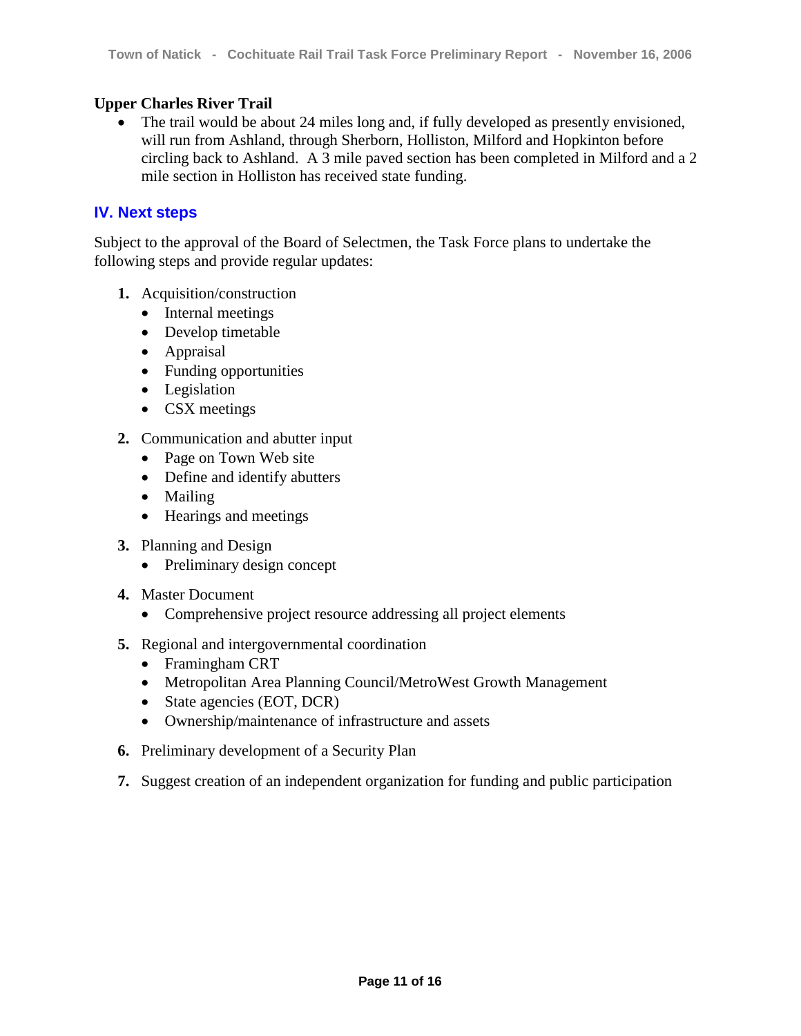**Upper Charles River Trail**

- The trail would be about 24 miles long and, if fully developed as presently envisioned, will run from Ashland, through Sherborn, Holliston, Milford and Hopkinton before circling back to Ashland. A 3 mile paved section has been completed in Milford and a 2 mile section in Holliston has received state funding.

## IV. Next steps

Subject to the approval of the Board of Selectmen, the Task Force plans to undertake the following steps and provide regular updates:

1. Acquisition/construction
   - Internal meetings
   - Develop timetable
   - Appraisal
   - Funding opportunities
   - Legislation
   - CSX meetings
2. Communication and abutter input
   - Page on Town Web site
   - Define and identify abutters
   - Mailing
   - Hearings and meetings
3. Planning and Design
   - Preliminary design concept
4. Master Document
   - Comprehensive project resource addressing all project elements
5. Regional and intergovernmental coordination
   - Framingham CRT
   - Metropolitan Area Planning Council/MetroWest Growth Management
   - State agencies (EOT, DCR)
   - Ownership/maintenance of infrastructure and assets
6. Preliminary development of a Security Plan
7. Suggest creation of an independent organization for funding and public participation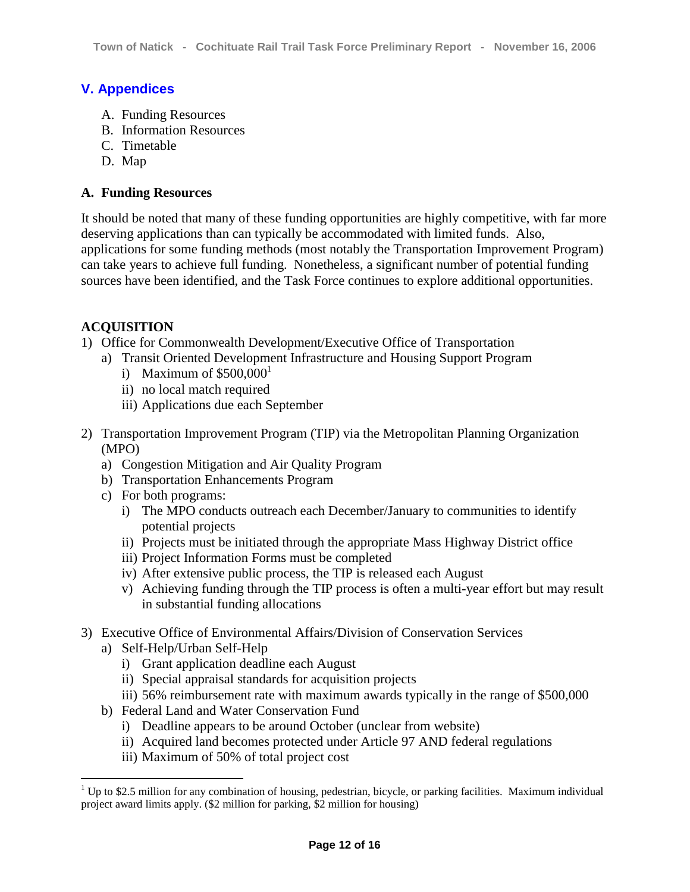## V. Appendices

A. Funding Resources
B. Information Resources
C. Timetable
D. Map

### A. Funding Resources

It should be noted that many of these funding opportunities are highly competitive, with far more deserving applications than can typically be accommodated with limited funds. Also, applications for some funding methods (most notably the Transportation Improvement Program) can take years to achieve full funding. Nonetheless, a significant number of potential funding sources have been identified, and the Task Force continues to explore additional opportunities.

**ACQUISITION**

1) Office for Commonwealth Development/Executive Office of Transportation
   a) Transit Oriented Development Infrastructure and Housing Support Program
      i) Maximum of $500,000[1]
      ii) no local match required
      iii) Applications due each September
2) Transportation Improvement Program (TIP) via the Metropolitan Planning Organization (MPO)
   a) Congestion Mitigation and Air Quality Program
   b) Transportation Enhancements Program
   c) For both programs:
      i) The MPO conducts outreach each December/January to communities to identify potential projects
      ii) Projects must be initiated through the appropriate Mass Highway District office
      iii) Project Information Forms must be completed
      iv) After extensive public process, the TIP is released each August
      v) Achieving funding through the TIP process is often a multi-year effort but may result in substantial funding allocations
3) Executive Office of Environmental Affairs/Division of Conservation Services
   a) Self-Help/Urban Self-Help
      i) Grant application deadline each August
      ii) Special appraisal standards for acquisition projects
      iii) 56% reimbursement rate with maximum awards typically in the range of $500,000
   b) Federal Land and Water Conservation Fund
      i) Deadline appears to be around October (unclear from website)
      ii) Acquired land becomes protected under Article 97 AND federal regulations
      iii) Maximum of 50% of total project cost

---

[1] Up to $2.5 million for any combination of housing, pedestrian, bicycle, or parking facilities. Maximum individual project award limits apply. ($2 million for parking, $2 million for housing)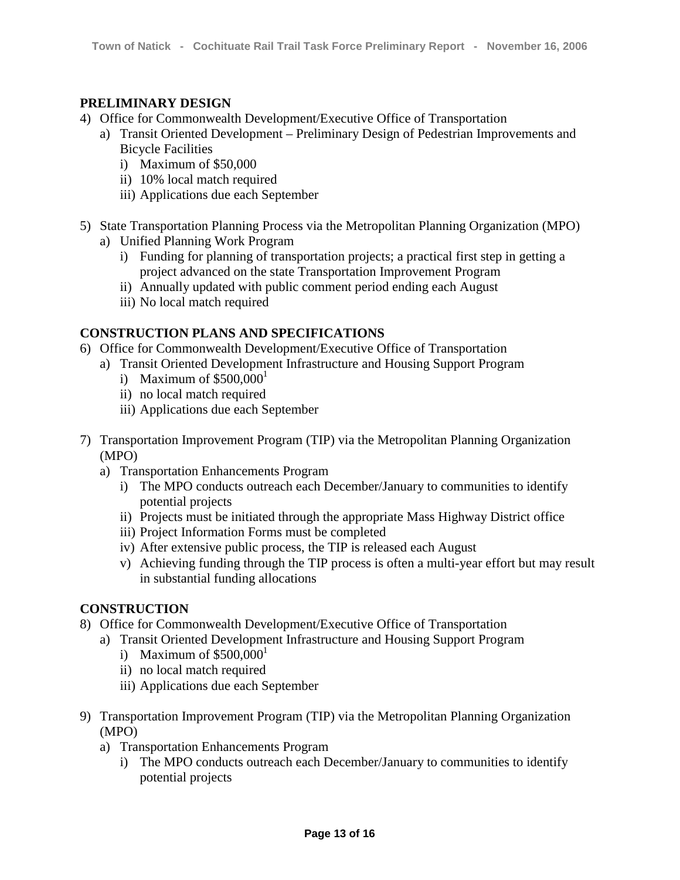## PRELIMINARY DESIGN

4) Office for Commonwealth Development/Executive Office of Transportation
   a) Transit Oriented Development – Preliminary Design of Pedestrian Improvements and Bicycle Facilities
      i) Maximum of $50,000
      ii) 10% local match required
      iii) Applications due each September

5) State Transportation Planning Process via the Metropolitan Planning Organization (MPO)
   a) Unified Planning Work Program
      i) Funding for planning of transportation projects; a practical first step in getting a project advanced on the state Transportation Improvement Program
      ii) Annually updated with public comment period ending each August
      iii) No local match required

## CONSTRUCTION PLANS AND SPECIFICATIONS

6) Office for Commonwealth Development/Executive Office of Transportation
   a) Transit Oriented Development Infrastructure and Housing Support Program
      i) Maximum of $500,000[1]
      ii) no local match required
      iii) Applications due each September

7) Transportation Improvement Program (TIP) via the Metropolitan Planning Organization (MPO)
   a) Transportation Enhancements Program
      i) The MPO conducts outreach each December/January to communities to identify potential projects
      ii) Projects must be initiated through the appropriate Mass Highway District office
      iii) Project Information Forms must be completed
      iv) After extensive public process, the TIP is released each August
      v) Achieving funding through the TIP process is often a multi-year effort but may result in substantial funding allocations

## CONSTRUCTION

8) Office for Commonwealth Development/Executive Office of Transportation
   a) Transit Oriented Development Infrastructure and Housing Support Program
      i) Maximum of $500,000[1]
      ii) no local match required
      iii) Applications due each September

9) Transportation Improvement Program (TIP) via the Metropolitan Planning Organization (MPO)
   a) Transportation Enhancements Program
      i) The MPO conducts outreach each December/January to communities to identify potential projects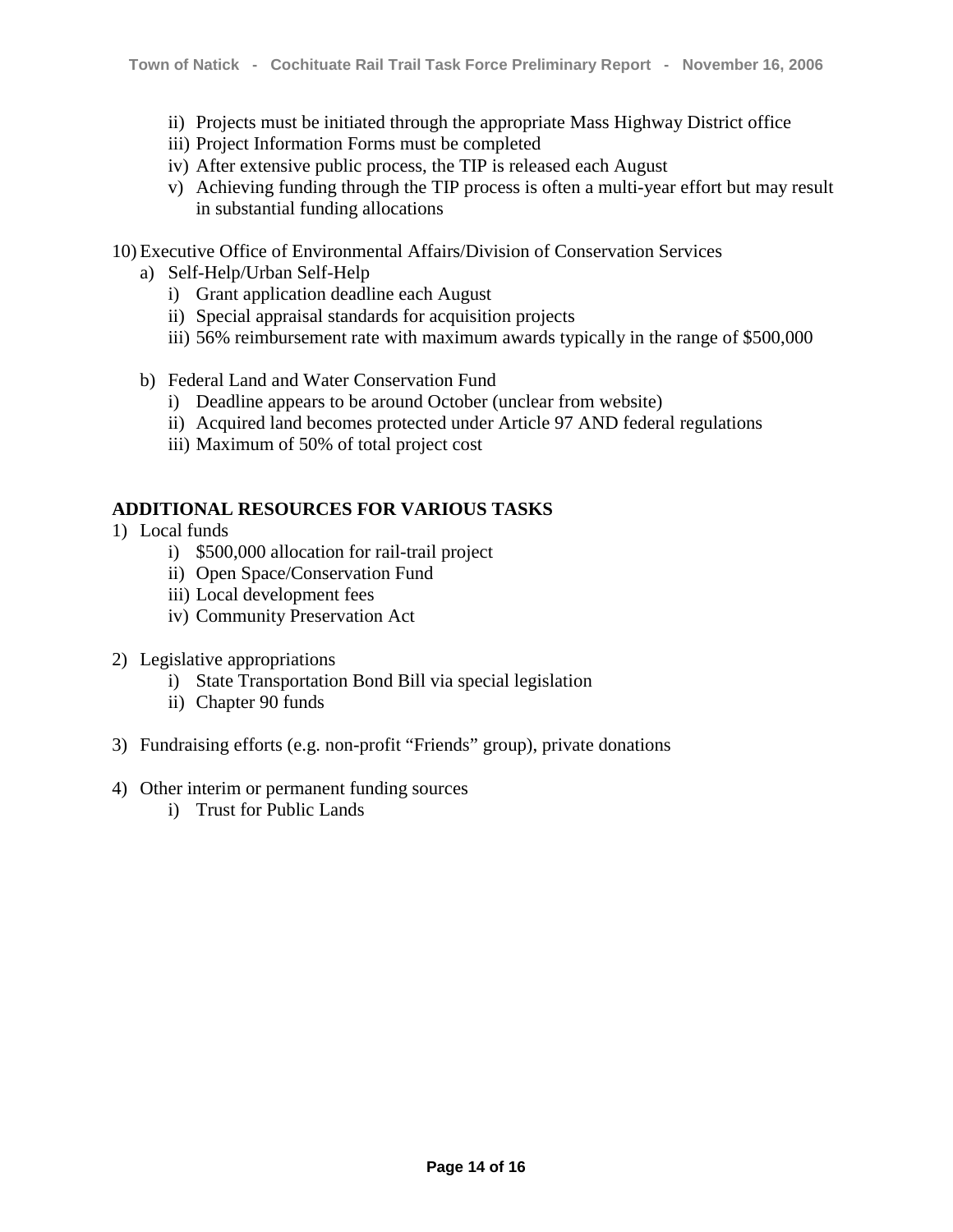- ii) Projects must be initiated through the appropriate Mass Highway District office
   - iii) Project Information Forms must be completed
   - iv) After extensive public process, the TIP is released each August
   - v) Achieving funding through the TIP process is often a multi-year effort but may result in substantial funding allocations

10) Executive Office of Environmental Affairs/Division of Conservation Services
   - a) Self-Help/Urban Self-Help
      - i) Grant application deadline each August
      - ii) Special appraisal standards for acquisition projects
      - iii) 56% reimbursement rate with maximum awards typically in the range of $500,000
   - b) Federal Land and Water Conservation Fund
      - i) Deadline appears to be around October (unclear from website)
      - ii) Acquired land becomes protected under Article 97 AND federal regulations
      - iii) Maximum of 50% of total project cost

**ADDITIONAL RESOURCES FOR VARIOUS TASKS**

1) Local funds
   - i) $500,000 allocation for rail-trail project
   - ii) Open Space/Conservation Fund
   - iii) Local development fees
   - iv) Community Preservation Act

2) Legislative appropriations
   - i) State Transportation Bond Bill via special legislation
   - ii) Chapter 90 funds

3) Fundraising efforts (e.g. non-profit "Friends" group), private donations

4) Other interim or permanent funding sources
   - i) Trust for Public Lands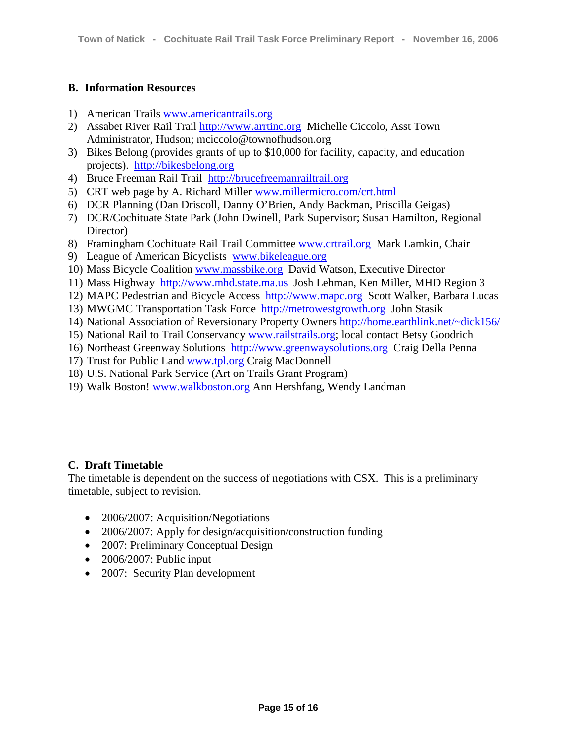## B. Information Resources

1) American Trails www.americantrails.org
2) Assabet River Rail Trail http://www.arrtinc.org Michelle Ciccolo, Asst Town Administrator, Hudson; mciccolo@townofhudson.org
3) Bikes Belong (provides grants of up to $10,000 for facility, capacity, and education projects). http://bikesbelong.org
4) Bruce Freeman Rail Trail http://brucefreemanrailtrail.org
5) CRT web page by A. Richard Miller www.millermicro.com/crt.html
6) DCR Planning (Dan Driscoll, Danny O'Brien, Andy Backman, Priscilla Geigas)
7) DCR/Cochituate State Park (John Dwinell, Park Supervisor; Susan Hamilton, Regional Director)
8) Framingham Cochituate Rail Trail Committee www.crtrail.org Mark Lamkin, Chair
9) League of American Bicyclists www.bikeleague.org
10) Mass Bicycle Coalition www.massbike.org David Watson, Executive Director
11) Mass Highway http://www.mhd.state.ma.us Josh Lehman, Ken Miller, MHD Region 3
12) MAPC Pedestrian and Bicycle Access http://www.mapc.org Scott Walker, Barbara Lucas
13) MWGMC Transportation Task Force http://metrowestgrowth.org John Stasik
14) National Association of Reversionary Property Owners http://home.earthlink.net/~dick156/
15) National Rail to Trail Conservancy www.railstrails.org; local contact Betsy Goodrich
16) Northeast Greenway Solutions http://www.greenwaysolutions.org Craig Della Penna
17) Trust for Public Land www.tpl.org Craig MacDonnell
18) U.S. National Park Service (Art on Trails Grant Program)
19) Walk Boston! www.walkboston.org Ann Hershfang, Wendy Landman

## C. Draft Timetable

The timetable is dependent on the success of negotiations with CSX. This is a preliminary timetable, subject to revision.

- 2006/2007: Acquisition/Negotiations
- 2006/2007: Apply for design/acquisition/construction funding
- 2007: Preliminary Conceptual Design
- 2006/2007: Public input
- 2007: Security Plan development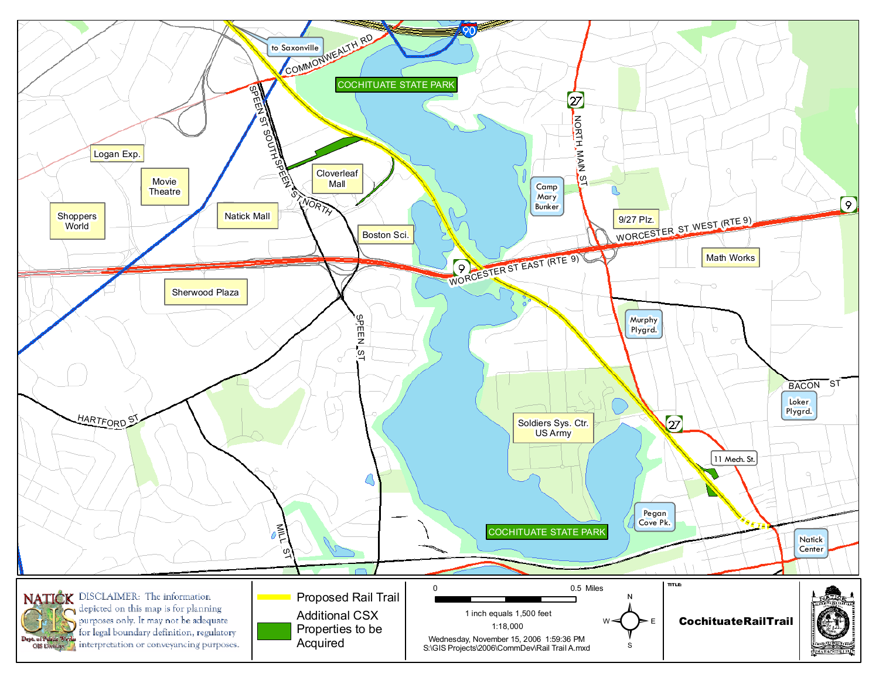to Saxonville

COMMONWEALTH RD

COCHITUATE STATE PARK

SPEEN ST SOUTH

SPEEN ST NORTH

Logan Exp.

Movie Theatre

Shoppers World

Natick Mall

Cloverleaf Mall

Boston Sci.

Camp Mary Bunker

NORTH MAIN ST

9/27 Plz.

WORCESTER ST WEST (RTE 9)

WORCESTER ST EAST (RTE 9)

Math Works

Sherwood Plaza

SPEEN ST

Murphy Plygrd.

BACON ST

Loker Plygrd.

HARTFORD ST

Soldiers Sys. Ctr. US Army

11 Mech. St.

Pegan Cove Pk.

MILL ST

COCHITUATE STATE PARK

Natick Center

NATICK GIS Dept. of Public Works GIS Division

DISCLAIMER: The information depicted on this map is for planning purposes only. It may not be adequate for legal boundary definition, regulatory interpretation or conveyancing purposes.

Proposed Rail Trail

Additional CSX Properties to be Acquired

0 0.5 Miles

1 inch equals 1,500 feet

1:18,000

Wednesday, November 15, 2006 1:59:36 PM

S:\GIS Projects\2006\CommDev\Rail Trail A.mxd

N W E S

TITLE:

**CochituateRailTrail**